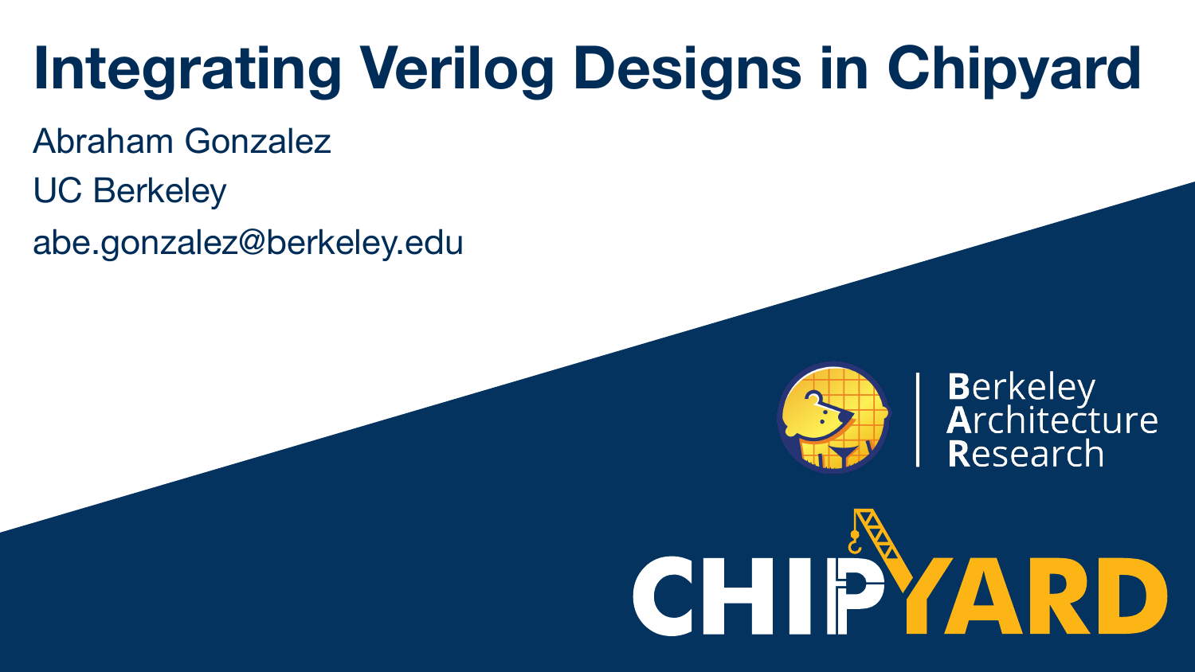# Integrating Verilog Designs in Chipyard

Abraham Gonzalez

UC Berkeley

abe.gonzalez@berkeley.edu

Berkeley Architecture Research

CHIPYARD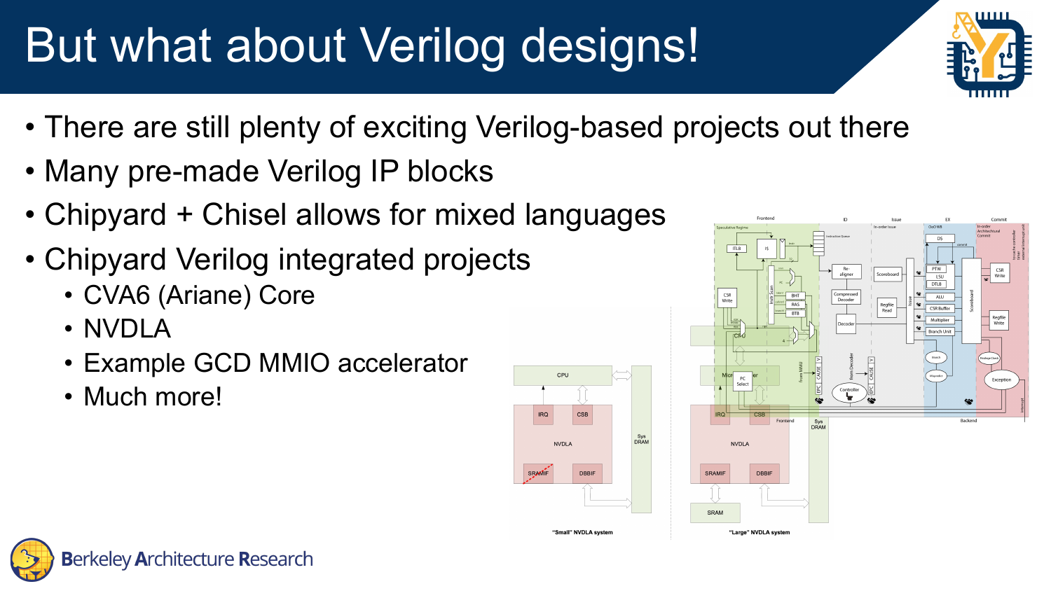# But what about Verilog designs!

- There are still plenty of exciting Verilog-based projects out there
- Many pre-made Verilog IP blocks
- Chipyard + Chisel allows for mixed languages
- Chipyard Verilog integrated projects
  - CVA6 (Ariane) Core
  - NVDLA
  - Example GCD MMIO accelerator
  - Much more!

"Small" NVDLA system

"Large" NVDLA system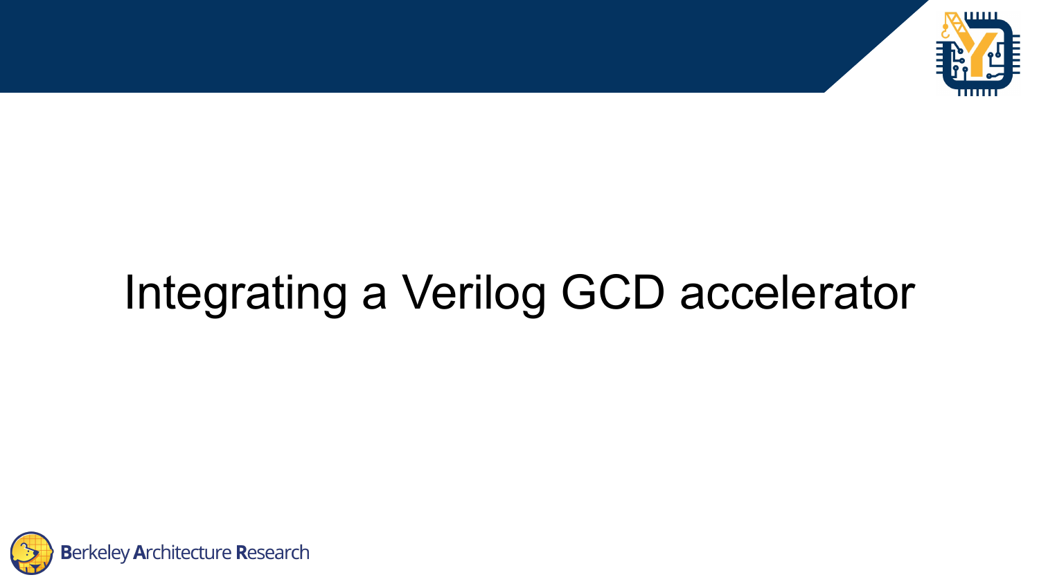# Integrating a Verilog GCD accelerator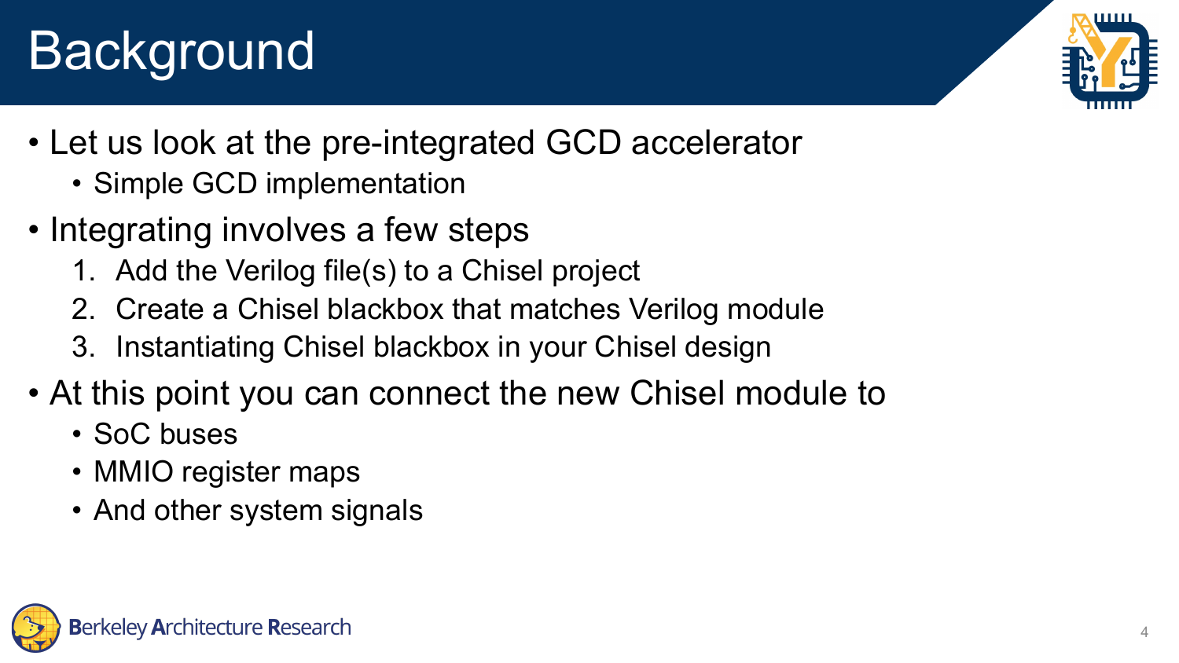# Background

- Let us look at the pre-integrated GCD accelerator
  - Simple GCD implementation
- Integrating involves a few steps
  1. Add the Verilog file(s) to a Chisel project
  2. Create a Chisel blackbox that matches Verilog module
  3. Instantiating Chisel blackbox in your Chisel design
- At this point you can connect the new Chisel module to
  - SoC buses
  - MMIO register maps
  - And other system signals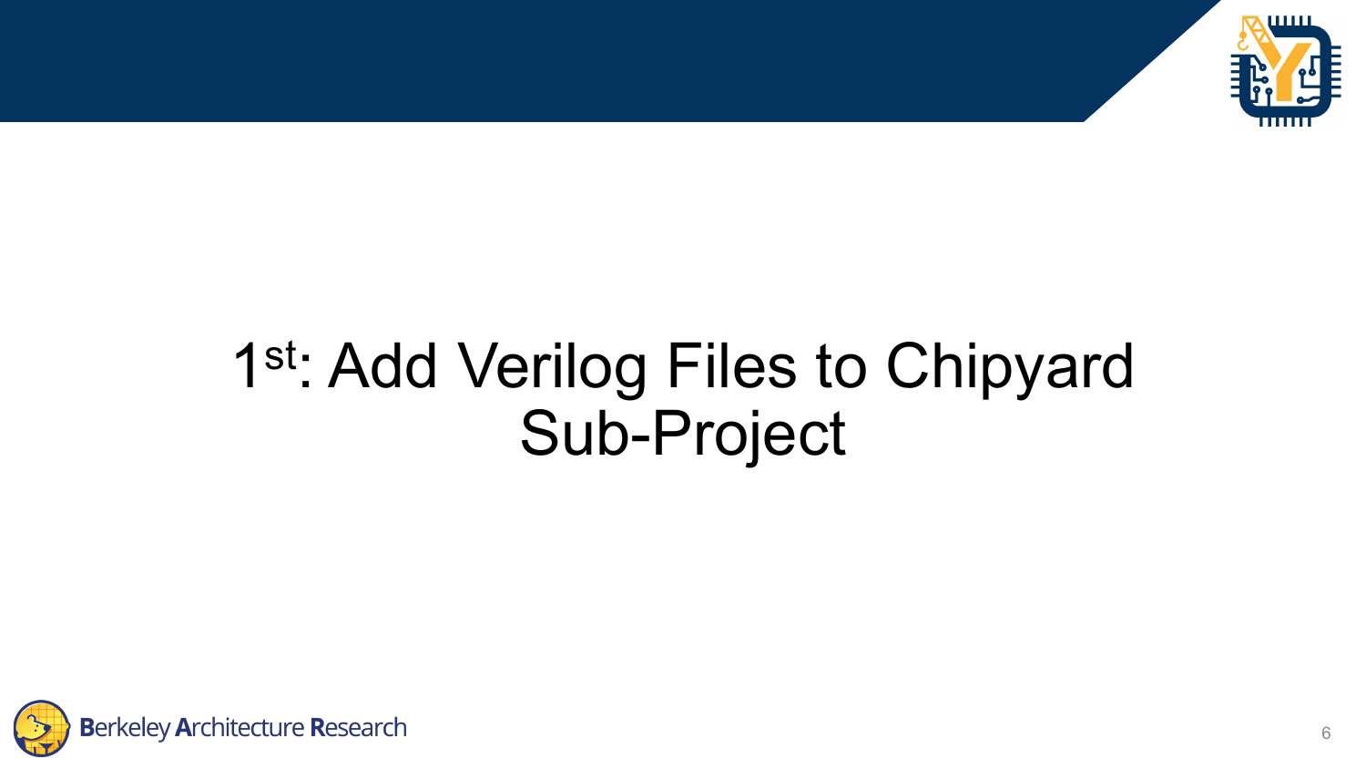# 1st: Add Verilog Files to Chipyard Sub-Project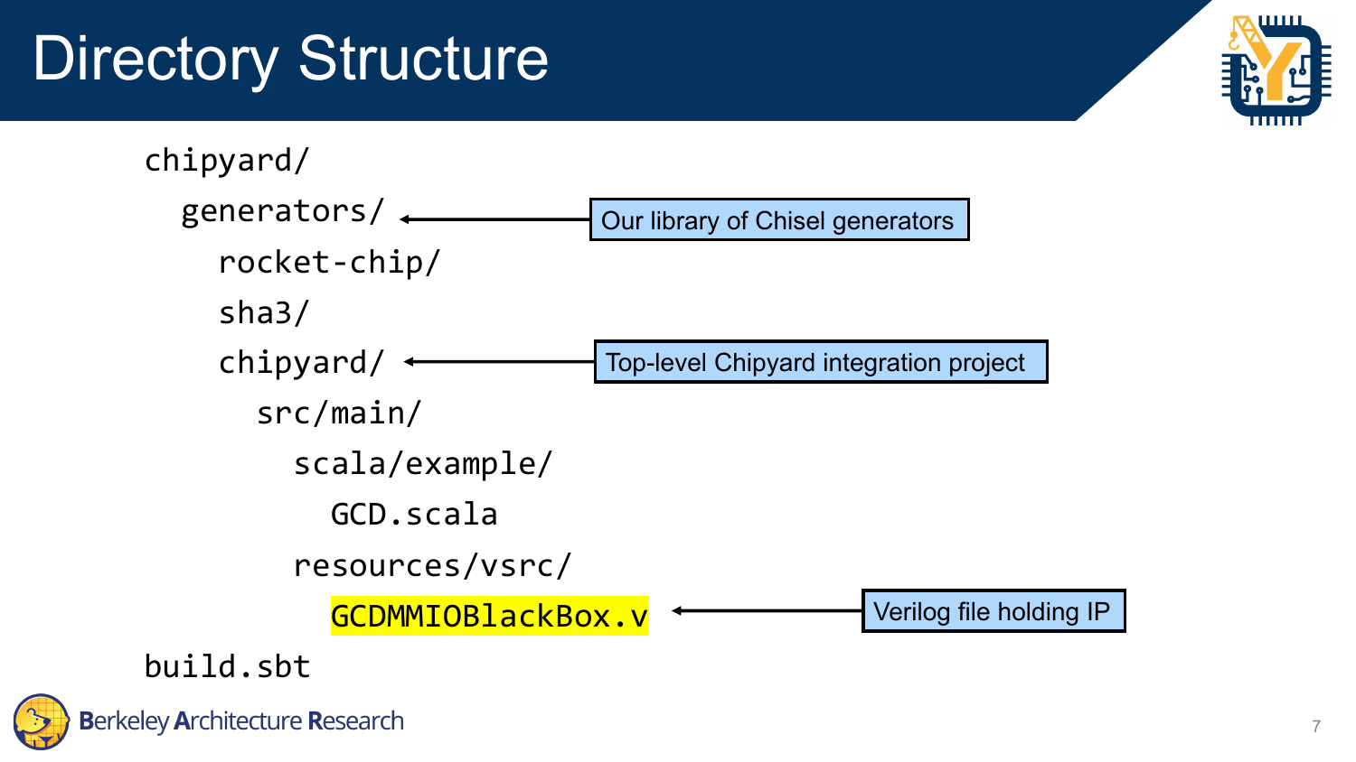# Directory Structure

```
chipyard/
  generators/            <- Our library of Chisel generators
    rocket-chip/
    sha3/
    chipyard/            <- Top-level Chipyard integration project
      src/main/
        scala/example/
          GCD.scala
        resources/vsrc/
          GCDMMIOBlackBox.v   <- Verilog file holding IP
build.sbt
```

Berkeley Architecture Research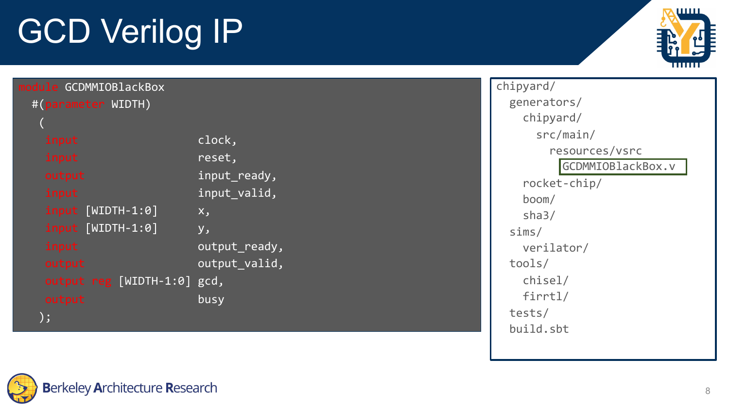# GCD Verilog IP

```verilog
module GCDMMIOBlackBox
  #(parameter WIDTH)
   (
    input                  clock,
    input                  reset,
    output                 input_ready,
    input                  input_valid,
    input [WIDTH-1:0]      x,
    input [WIDTH-1:0]      y,
    input                  output_ready,
    output                 output_valid,
    output reg [WIDTH-1:0] gcd,
    output                 busy
   );
```

```
chipyard/
  generators/
    chipyard/
      src/main/
        resources/vsrc
          GCDMMIOBlackBox.v
    rocket-chip/
    boom/
    sha3/
  sims/
    verilator/
  tools/
    chisel/
    firrtl/
  tests/
  build.sbt
```

Berkeley Architecture Research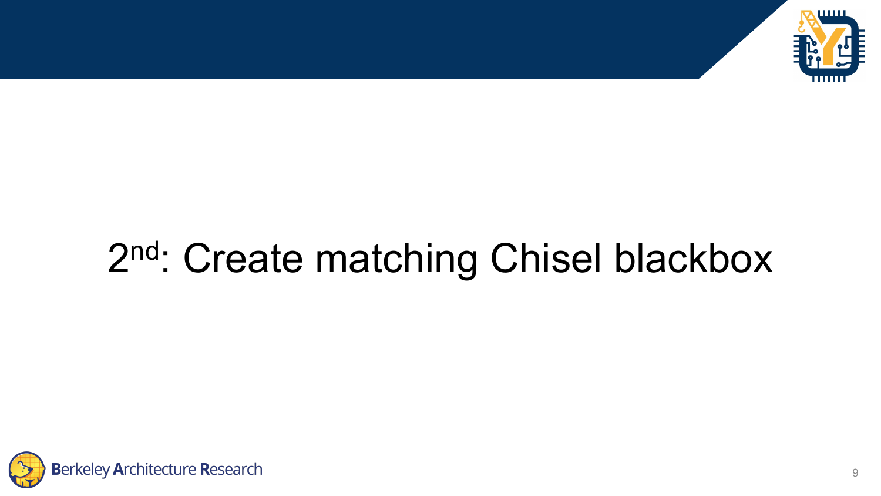# 2nd: Create matching Chisel blackbox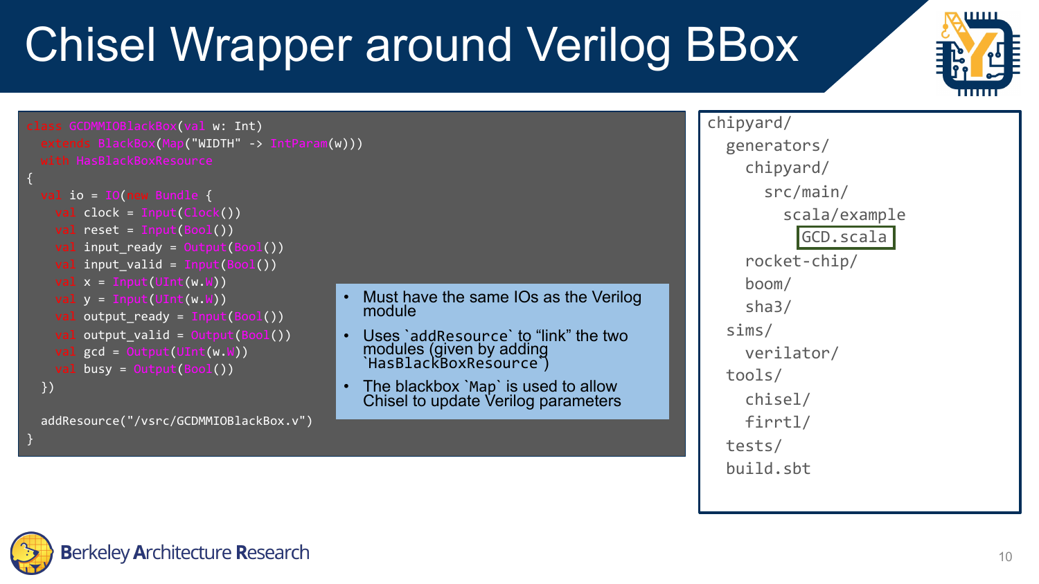# Chisel Wrapper around Verilog BBox

```scala
class GCDMMIOBlackBox(val w: Int)
  extends BlackBox(Map("WIDTH" -> IntParam(w)))
  with HasBlackBoxResource
{
  val io = IO(new Bundle {
    val clock = Input(Clock())
    val reset = Input(Bool())
    val input_ready = Output(Bool())
    val input_valid = Input(Bool())
    val x = Input(UInt(w.W))
    val y = Input(UInt(w.W))
    val output_ready = Input(Bool())
    val output_valid = Output(Bool())
    val gcd = Output(UInt(w.W))
    val busy = Output(Bool())
  })

  addResource("/vsrc/GCDMMIOBlackBox.v")
}
```

- Must have the same IOs as the Verilog module
- Uses `addResource` to "link" the two modules (given by adding `HasBlackBoxResource`)
- The blackbox `Map` is used to allow Chisel to update Verilog parameters

```
chipyard/
  generators/
    chipyard/
      src/main/
        scala/example
          GCD.scala
    rocket-chip/
    boom/
    sha3/
  sims/
    verilator/
  tools/
    chisel/
    firrtl/
  tests/
  build.sbt
```

Berkeley Architecture Research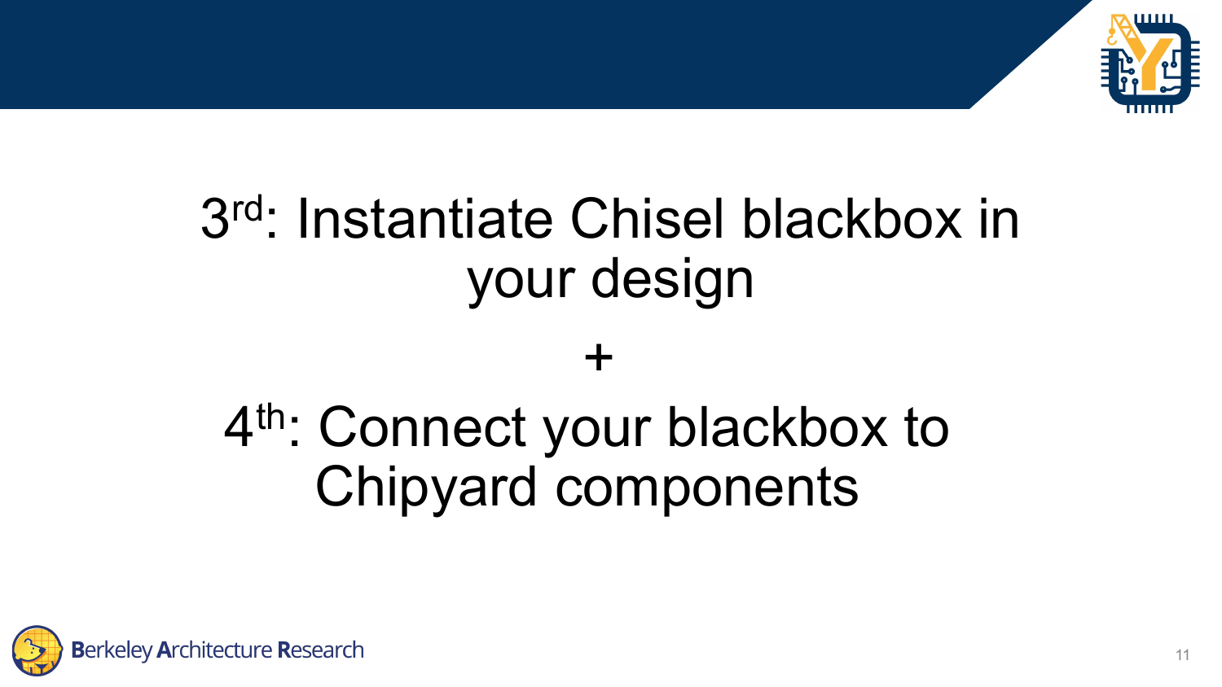# 3rd: Instantiate Chisel blackbox in your design

# +

# 4th: Connect your blackbox to Chipyard components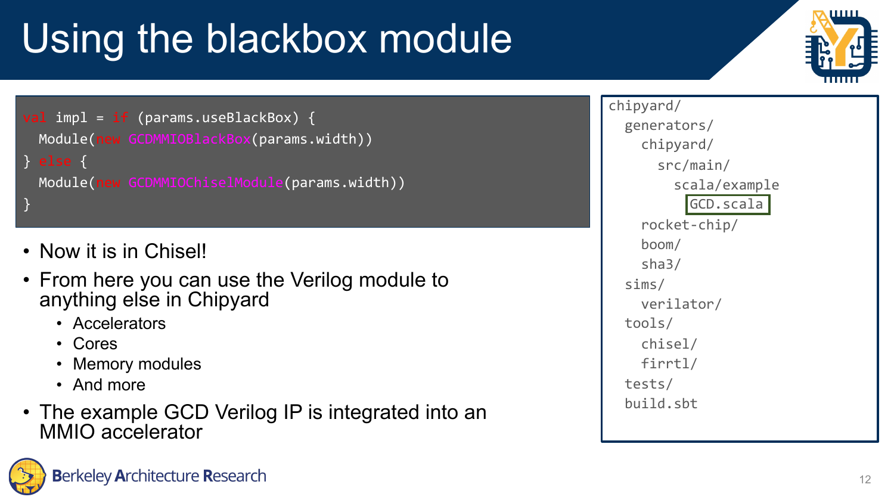# Using the blackbox module

```
val impl = if (params.useBlackBox) {
  Module(new GCDMMIOBlackBox(params.width))
} else {
  Module(new GCDMMIOChiselModule(params.width))
}
```

- Now it is in Chisel!
- From here you can use the Verilog module to anything else in Chipyard
  - Accelerators
  - Cores
  - Memory modules
  - And more
- The example GCD Verilog IP is integrated into an MMIO accelerator

```
chipyard/
  generators/
    chipyard/
      src/main/
        scala/example
          GCD.scala
    rocket-chip/
    boom/
    sha3/
  sims/
    verilator/
  tools/
    chisel/
    firrtl/
  tests/
  build.sbt
```

Berkeley Architecture Research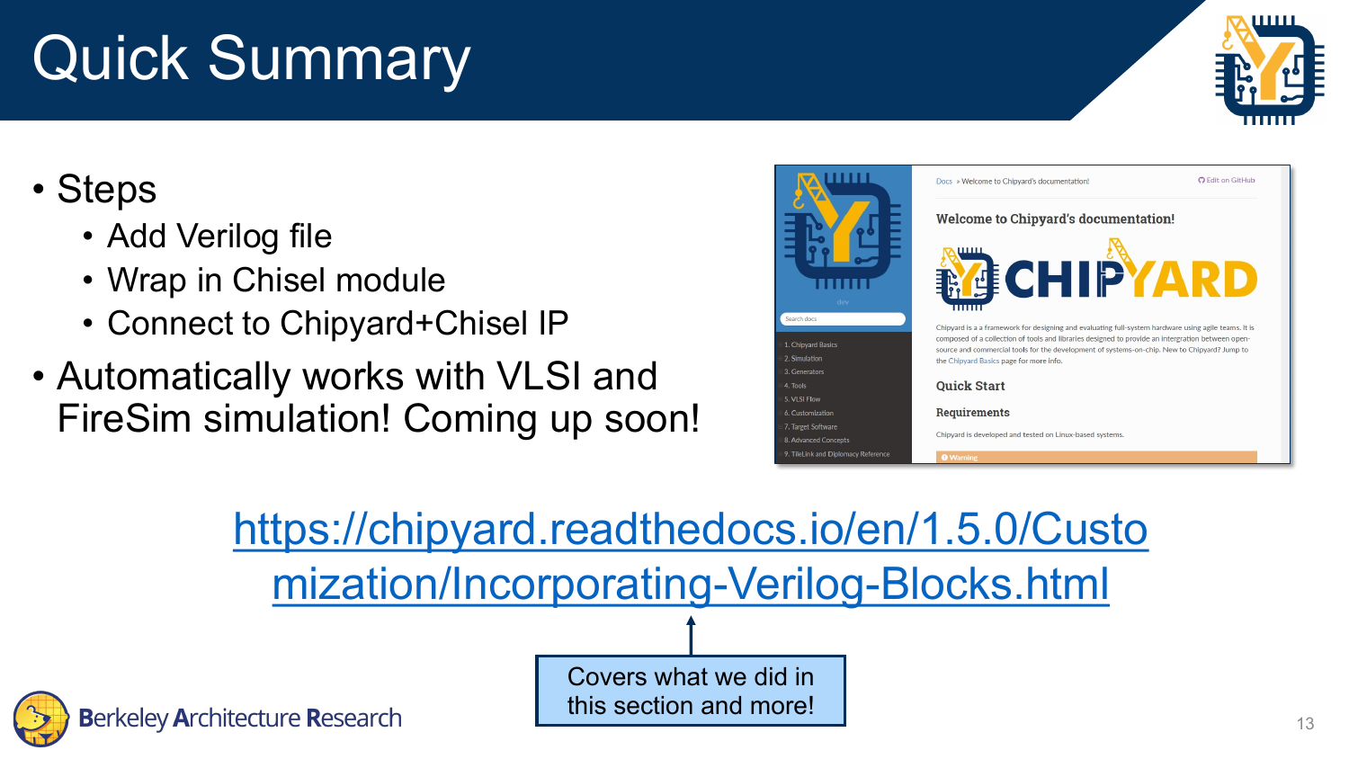# Quick Summary

- Steps
  - Add Verilog file
  - Wrap in Chisel module
  - Connect to Chipyard+Chisel IP
- Automatically works with VLSI and FireSim simulation! Coming up soon!

https://chipyard.readthedocs.io/en/1.5.0/Customization/Incorporating-Verilog-Blocks.html

Covers what we did in this section and more!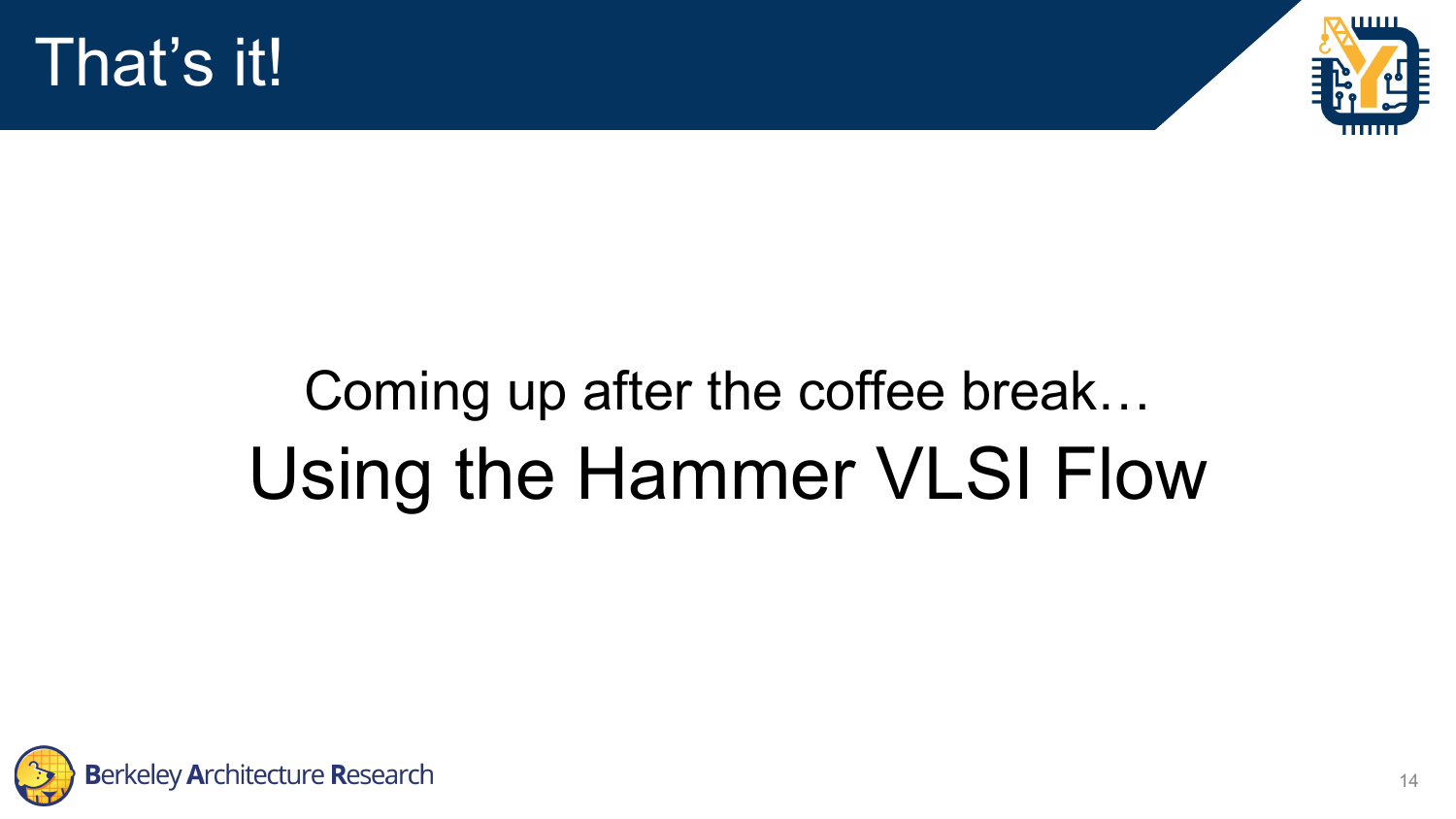# That's it!

Coming up after the coffee break…

Using the Hammer VLSI Flow

Berkeley Architecture Research